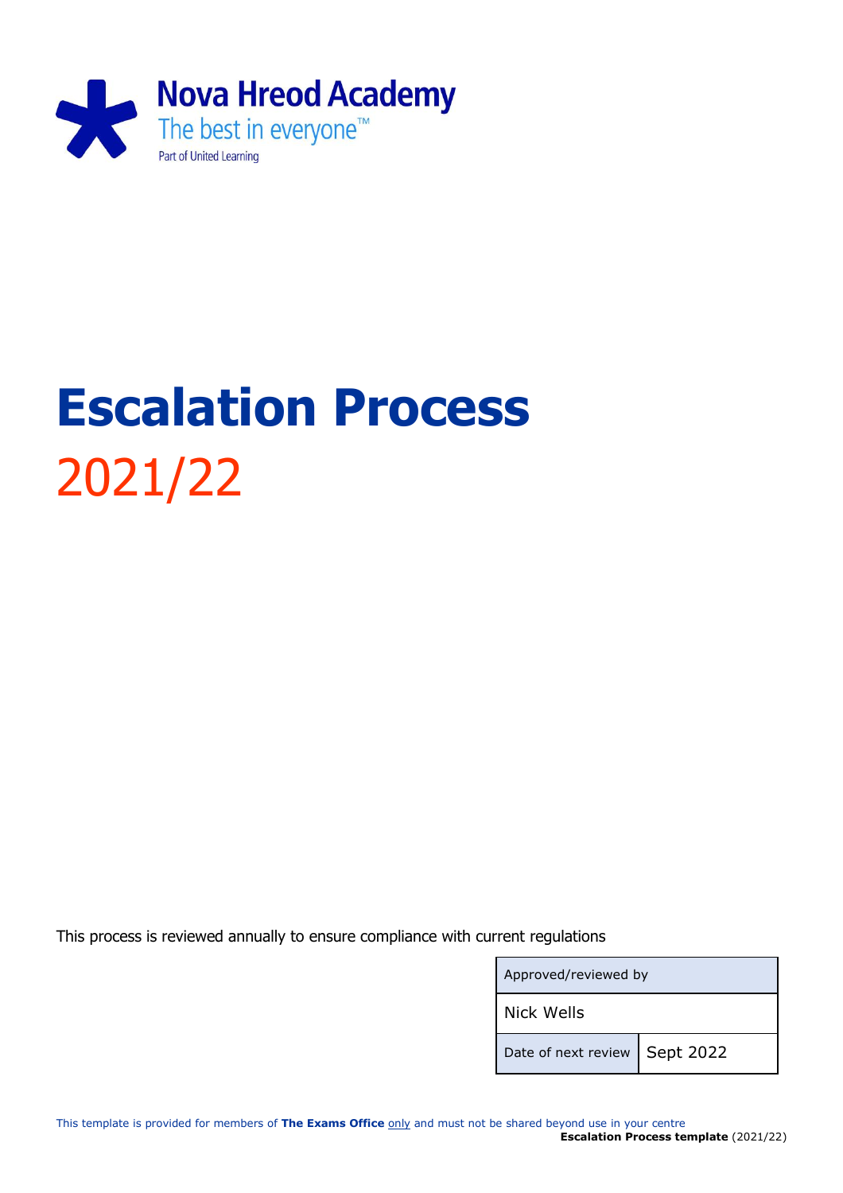Nova Hreod Academy

The best in everyone™

Part of United Learning

# Escalation Process

2021/22

This process is reviewed annually to ensure compliance with current regulations

| Approved/reviewed by | |
|---|---|
| Nick Wells | |
| Date of next review | Sept 2022 |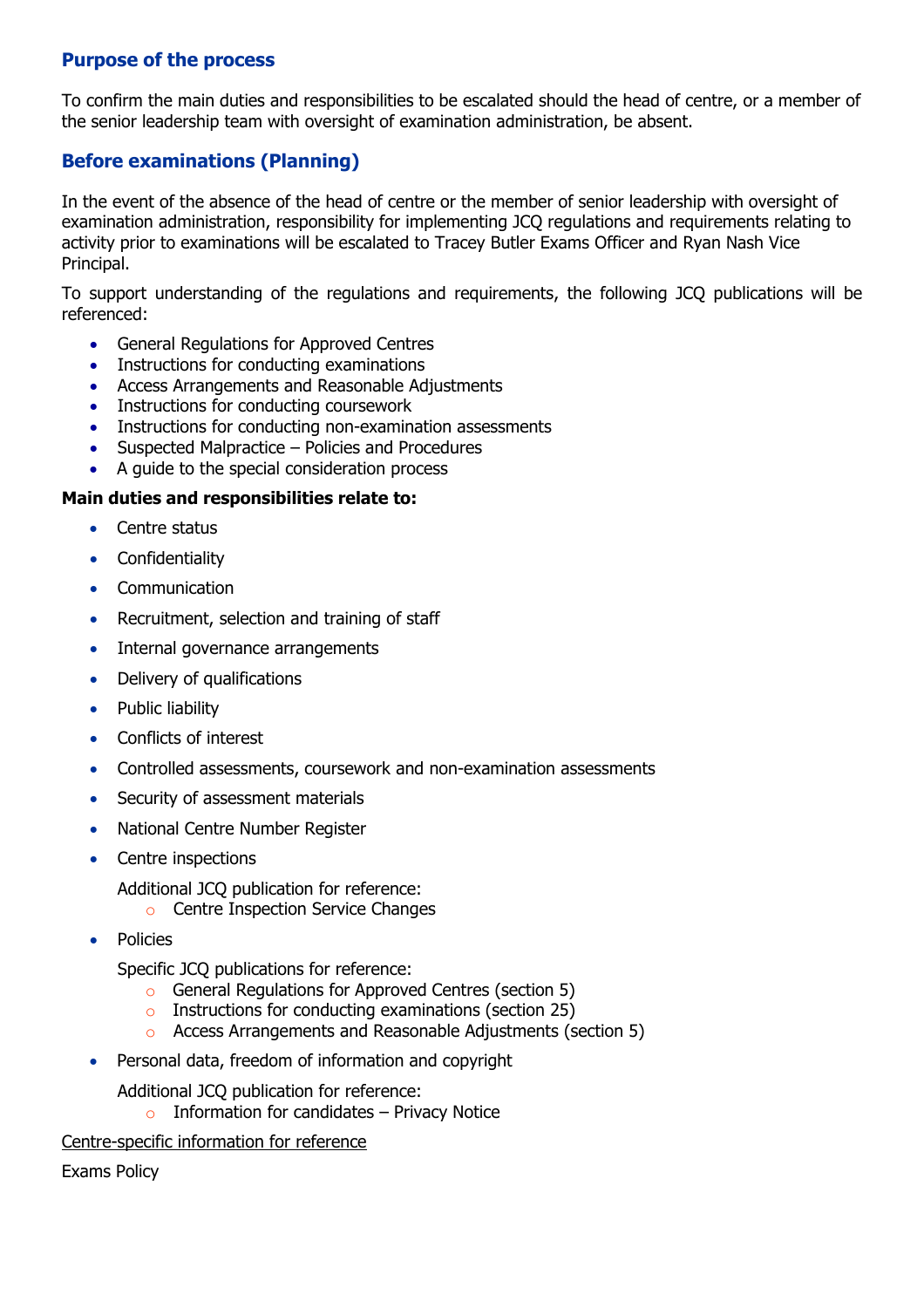## Purpose of the process

To confirm the main duties and responsibilities to be escalated should the head of centre, or a member of the senior leadership team with oversight of examination administration, be absent.

## Before examinations (Planning)

In the event of the absence of the head of centre or the member of senior leadership with oversight of examination administration, responsibility for implementing JCQ regulations and requirements relating to activity prior to examinations will be escalated to Tracey Butler Exams Officer and Ryan Nash Vice Principal.

To support understanding of the regulations and requirements, the following JCQ publications will be referenced:

- General Regulations for Approved Centres
- Instructions for conducting examinations
- Access Arrangements and Reasonable Adjustments
- Instructions for conducting coursework
- Instructions for conducting non-examination assessments
- Suspected Malpractice – Policies and Procedures
- A guide to the special consideration process

**Main duties and responsibilities relate to:**

- Centre status
- Confidentiality
- Communication
- Recruitment, selection and training of staff
- Internal governance arrangements
- Delivery of qualifications
- Public liability
- Conflicts of interest
- Controlled assessments, coursework and non-examination assessments
- Security of assessment materials
- National Centre Number Register
- Centre inspections

  Additional JCQ publication for reference:
  - Centre Inspection Service Changes
- Policies

  Specific JCQ publications for reference:
  - General Regulations for Approved Centres (section 5)
  - Instructions for conducting examinations (section 25)
  - Access Arrangements and Reasonable Adjustments (section 5)
- Personal data, freedom of information and copyright

  Additional JCQ publication for reference:
  - Information for candidates – Privacy Notice

Centre-specific information for reference

Exams Policy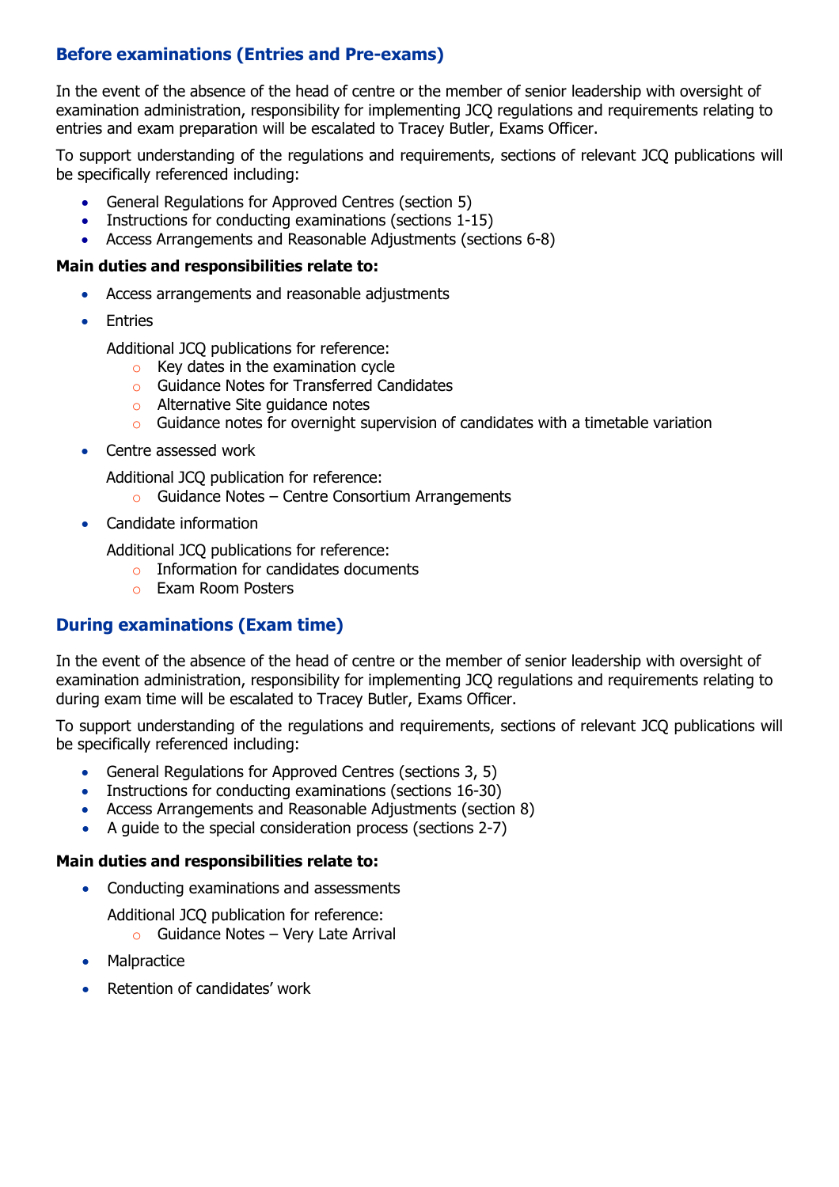## Before examinations (Entries and Pre-exams)

In the event of the absence of the head of centre or the member of senior leadership with oversight of examination administration, responsibility for implementing JCQ regulations and requirements relating to entries and exam preparation will be escalated to Tracey Butler, Exams Officer.

To support understanding of the regulations and requirements, sections of relevant JCQ publications will be specifically referenced including:

- General Regulations for Approved Centres (section 5)
- Instructions for conducting examinations (sections 1-15)
- Access Arrangements and Reasonable Adjustments (sections 6-8)

**Main duties and responsibilities relate to:**

- Access arrangements and reasonable adjustments
- Entries

  Additional JCQ publications for reference:
  - Key dates in the examination cycle
  - Guidance Notes for Transferred Candidates
  - Alternative Site guidance notes
  - Guidance notes for overnight supervision of candidates with a timetable variation
- Centre assessed work

  Additional JCQ publication for reference:
  - Guidance Notes – Centre Consortium Arrangements
- Candidate information

  Additional JCQ publications for reference:
  - Information for candidates documents
  - Exam Room Posters

## During examinations (Exam time)

In the event of the absence of the head of centre or the member of senior leadership with oversight of examination administration, responsibility for implementing JCQ regulations and requirements relating to during exam time will be escalated to Tracey Butler, Exams Officer.

To support understanding of the regulations and requirements, sections of relevant JCQ publications will be specifically referenced including:

- General Regulations for Approved Centres (sections 3, 5)
- Instructions for conducting examinations (sections 16-30)
- Access Arrangements and Reasonable Adjustments (section 8)
- A guide to the special consideration process (sections 2-7)

**Main duties and responsibilities relate to:**

- Conducting examinations and assessments

  Additional JCQ publication for reference:
  - Guidance Notes – Very Late Arrival
- Malpractice
- Retention of candidates' work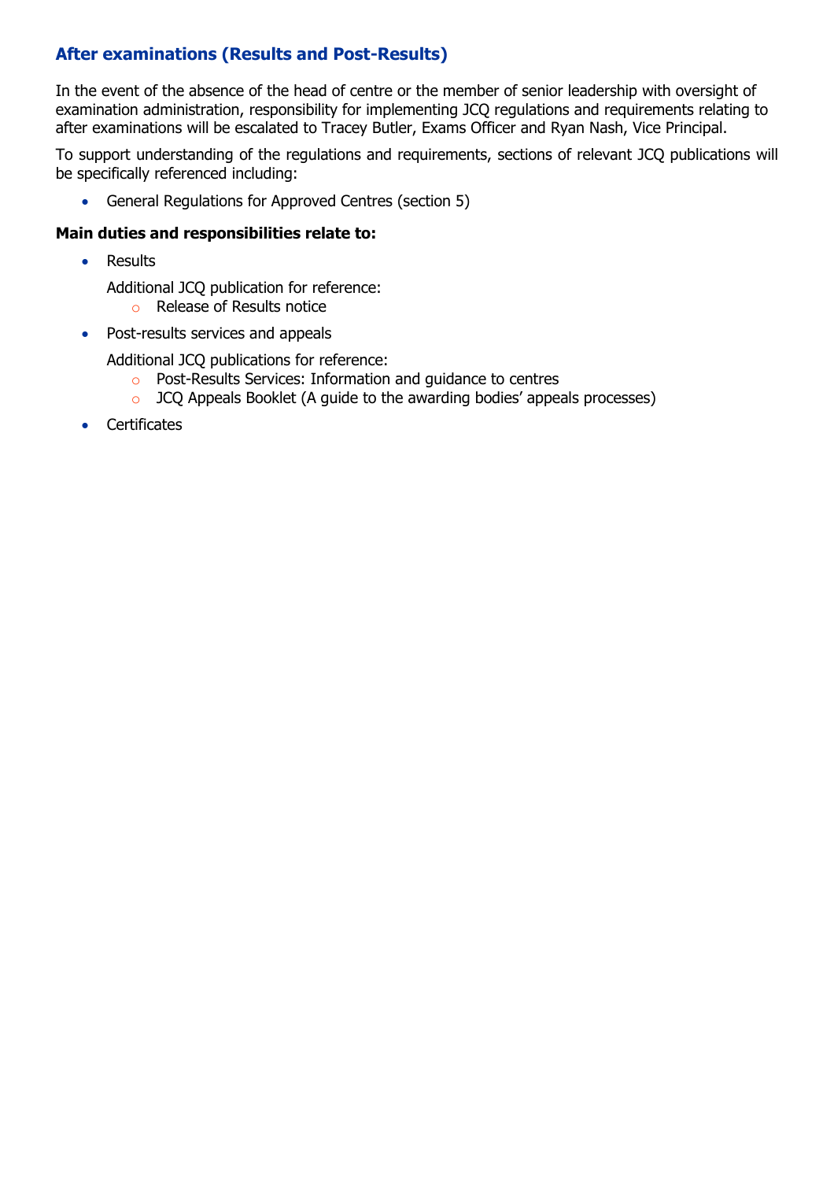## After examinations (Results and Post-Results)

In the event of the absence of the head of centre or the member of senior leadership with oversight of examination administration, responsibility for implementing JCQ regulations and requirements relating to after examinations will be escalated to Tracey Butler, Exams Officer and Ryan Nash, Vice Principal.

To support understanding of the regulations and requirements, sections of relevant JCQ publications will be specifically referenced including:

- General Regulations for Approved Centres (section 5)

**Main duties and responsibilities relate to:**

- Results

  Additional JCQ publication for reference:
  - Release of Results notice

- Post-results services and appeals

  Additional JCQ publications for reference:
  - Post-Results Services: Information and guidance to centres
  - JCQ Appeals Booklet (A guide to the awarding bodies' appeals processes)

- Certificates